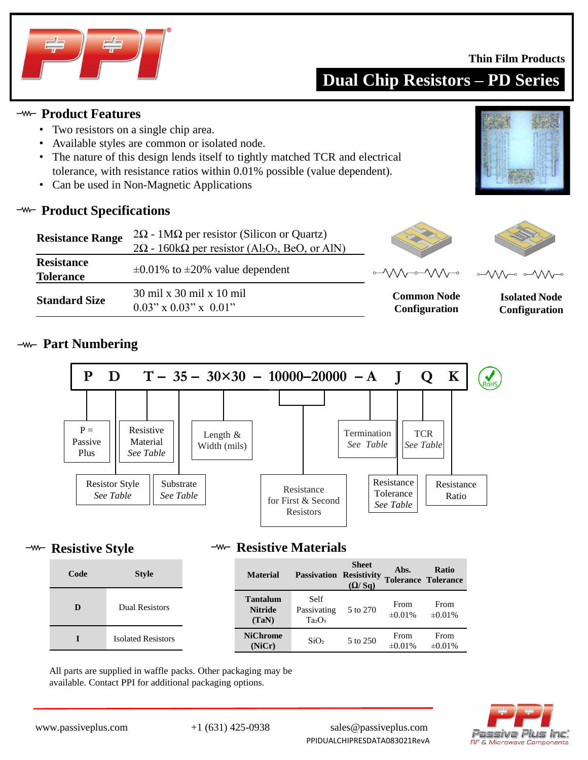Thin Film Products

# Dual Chip Resistors – PD Series

## Product Features

- Two resistors on a single chip area.
- Available styles are common or isolated node.
- The nature of this design lends itself to tightly matched TCR and electrical tolerance, with resistance ratios within 0.01% possible (value dependent).
- Can be used in Non-Magnetic Applications

## Product Specifications

| | |
|---|---|
| **Resistance Range** | 2Ω - 1MΩ per resistor (Silicon or Quartz)<br>2Ω - 160kΩ per resistor ($Al_2O_3$, BeO, or AlN) |
| **Resistance Tolerance** | ±0.01% to ±20% value dependent |
| **Standard Size** | 30 mil x 30 mil x 10 mil<br>0.03" x 0.03" x 0.01" |

**Common Node Configuration**

**Isolated Node Configuration**

## Part Numbering

**P D T – 35 – 30×30 – 10000–20000 – A J Q K**

- P = Passive Plus
- D = Resistor Style *See Table*
- T = Resistive Material *See Table*
- 35 = Substrate *See Table*
- 30×30 = Length & Width (mils)
- 10000–20000 = Resistance for First & Second Resistors
- A = Termination *See Table*
- J = Resistance Tolerance *See Table*
- Q = TCR *See Table*
- K = Resistance Ratio

RoHS

## Resistive Style

| Code | Style |
|---|---|
| D | Dual Resistors |
| I | Isolated Resistors |

## Resistive Materials

| Material | Passivation | Sheet Resistivity (Ω/ Sq) | Abs. Tolerance | Ratio Tolerance |
|---|---|---|---|---|
| Tantalum Nitride (TaN) | Self Passivating $Ta_2O_5$ | 5 to 270 | From ±0.01% | From ±0.01% |
| NiChrome (NiCr) | $SiO_2$ | 5 to 250 | From ±0.01% | From ±0.01% |

All parts are supplied in waffle packs. Other packaging may be available. Contact PPI for additional packaging options.

www.passiveplus.com +1 (631) 425-0938 sales@passiveplus.com
PPIDUALCHIPRESDATA083021RevA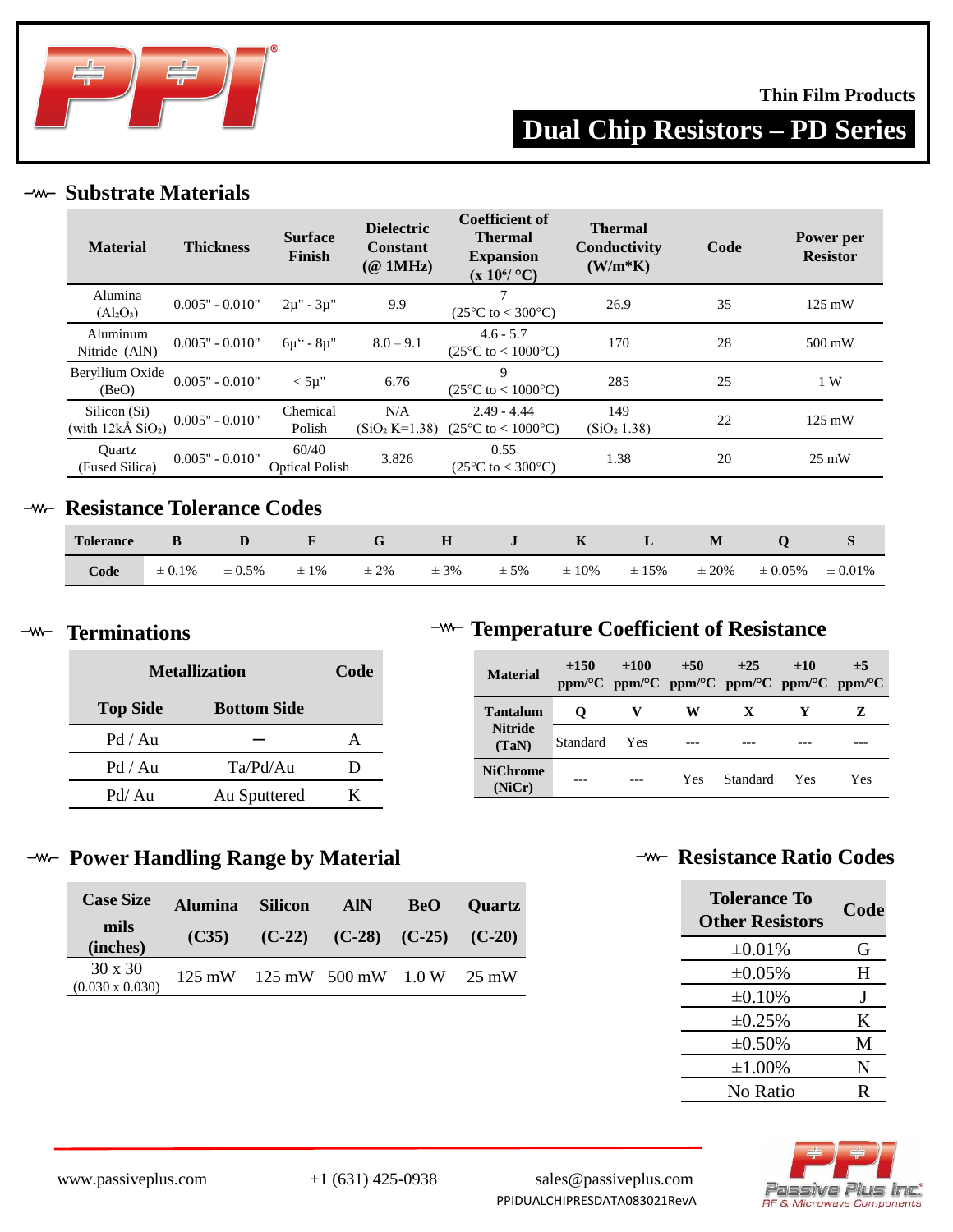Thin Film Products

# Dual Chip Resistors – PD Series

## Substrate Materials

| Material | Thickness | Surface Finish | Dielectric Constant (@ 1MHz) | Coefficient of Thermal Expansion (x $10^6$/ °C) | Thermal Conductivity (W/m*K) | Code | Power per Resistor |
|---|---|---|---|---|---|---|---|
| Alumina ($Al_2O_3$) | 0.005" - 0.010" | 2µ" - 3µ" | 9.9 | 7 (25°C to < 300°C) | 26.9 | 35 | 125 mW |
| Aluminum Nitride (AlN) | 0.005" - 0.010" | 6µ" - 8µ" | 8.0 – 9.1 | 4.6 - 5.7 (25°C to < 1000°C) | 170 | 28 | 500 mW |
| Beryllium Oxide (BeO) | 0.005" - 0.010" | < 5µ" | 6.76 | 9 (25°C to < 1000°C) | 285 | 25 | 1 W |
| Silicon (Si) (with 12kÅ $SiO_2$) | 0.005" - 0.010" | Chemical Polish | N/A ($SiO_2$ K=1.38) | 2.49 - 4.44 (25°C to < 1000°C) | 149 ($SiO_2$ 1.38) | 22 | 125 mW |
| Quartz (Fused Silica) | 0.005" - 0.010" | 60/40 Optical Polish | 3.826 | 0.55 (25°C to < 300°C) | 1.38 | 20 | 25 mW |

## Resistance Tolerance Codes

| Tolerance | B | D | F | G | H | J | K | L | M | Q | S |
|---|---|---|---|---|---|---|---|---|---|---|---|
| Code | ± 0.1% | ± 0.5% | ± 1% | ± 2% | ± 3% | ± 5% | ± 10% | ± 15% | ± 20% | ± 0.05% | ± 0.01% |

## Terminations

| Metallization | | Code |
|---|---|---|
| Top Side | Bottom Side | |
| Pd / Au | – | A |
| Pd / Au | Ta/Pd/Au | D |
| Pd/ Au | Au Sputtered | K |

## Temperature Coefficient of Resistance

| Material | ±150 ppm/°C | ±100 ppm/°C | ±50 ppm/°C | ±25 ppm/°C | ±10 ppm/°C | ±5 ppm/°C |
|---|---|---|---|---|---|---|
| Tantalum Nitride (TaN) | Q | V | W | X | Y | Z |
| | Standard | Yes | --- | --- | --- | --- |
| NiChrome (NiCr) | --- | --- | Yes | Standard | Yes | Yes |

## Power Handling Range by Material

| Case Size mils (inches) | Alumina (C35) | Silicon (C-22) | AlN (C-28) | BeO (C-25) | Quartz (C-20) |
|---|---|---|---|---|---|
| 30 x 30 (0.030 x 0.030) | 125 mW | 125 mW | 500 mW | 1.0 W | 25 mW |

## Resistance Ratio Codes

| Tolerance To Other Resistors | Code |
|---|---|
| ±0.01% | G |
| ±0.05% | H |
| ±0.10% | J |
| ±0.25% | K |
| ±0.50% | M |
| ±1.00% | N |
| No Ratio | R |

www.passiveplus.com +1 (631) 425-0938 sales@passiveplus.com

PPIDUALCHIPRESDATA083021RevA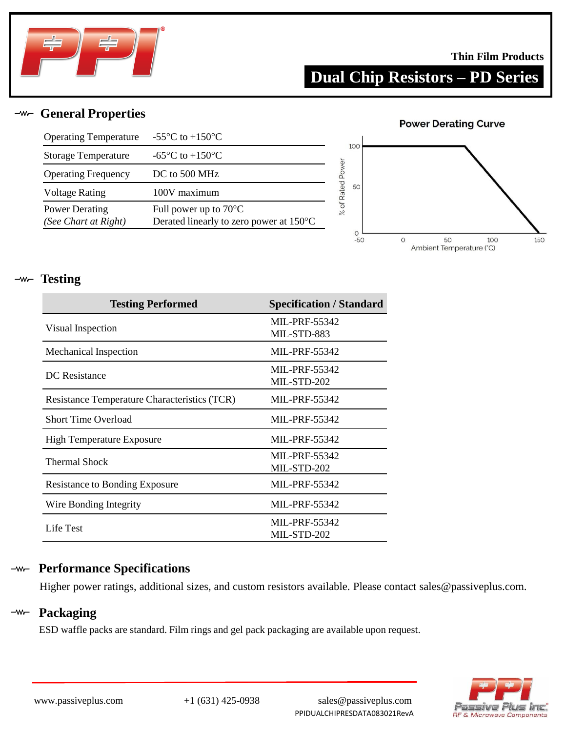Thin Film Products

# Dual Chip Resistors – PD Series

## General Properties

| | |
|---|---|
| Operating Temperature | -55°C to +150°C |
| Storage Temperature | -65°C to +150°C |
| Operating Frequency | DC to 500 MHz |
| Voltage Rating | 100V maximum |
| Power Derating *(See Chart at Right)* | Full power up to 70°C Derated linearly to zero power at 150°C |

Power Derating Curve

100
50
0
% of Rated Power
-50
0
50
100
150
Ambient Temperature (°C)

## Testing

| Testing Performed | Specification / Standard |
|---|---|
| Visual Inspection | MIL-PRF-55342 MIL-STD-883 |
| Mechanical Inspection | MIL-PRF-55342 |
| DC Resistance | MIL-PRF-55342 MIL-STD-202 |
| Resistance Temperature Characteristics (TCR) | MIL-PRF-55342 |
| Short Time Overload | MIL-PRF-55342 |
| High Temperature Exposure | MIL-PRF-55342 |
| Thermal Shock | MIL-PRF-55342 MIL-STD-202 |
| Resistance to Bonding Exposure | MIL-PRF-55342 |
| Wire Bonding Integrity | MIL-PRF-55342 |
| Life Test | MIL-PRF-55342 MIL-STD-202 |

## Performance Specifications

Higher power ratings, additional sizes, and custom resistors available. Please contact sales@passiveplus.com.

## Packaging

ESD waffle packs are standard. Film rings and gel pack packaging are available upon request.

www.passiveplus.com +1 (631) 425-0938 sales@passiveplus.com

PPIDUALCHIPRESDATA083021RevA